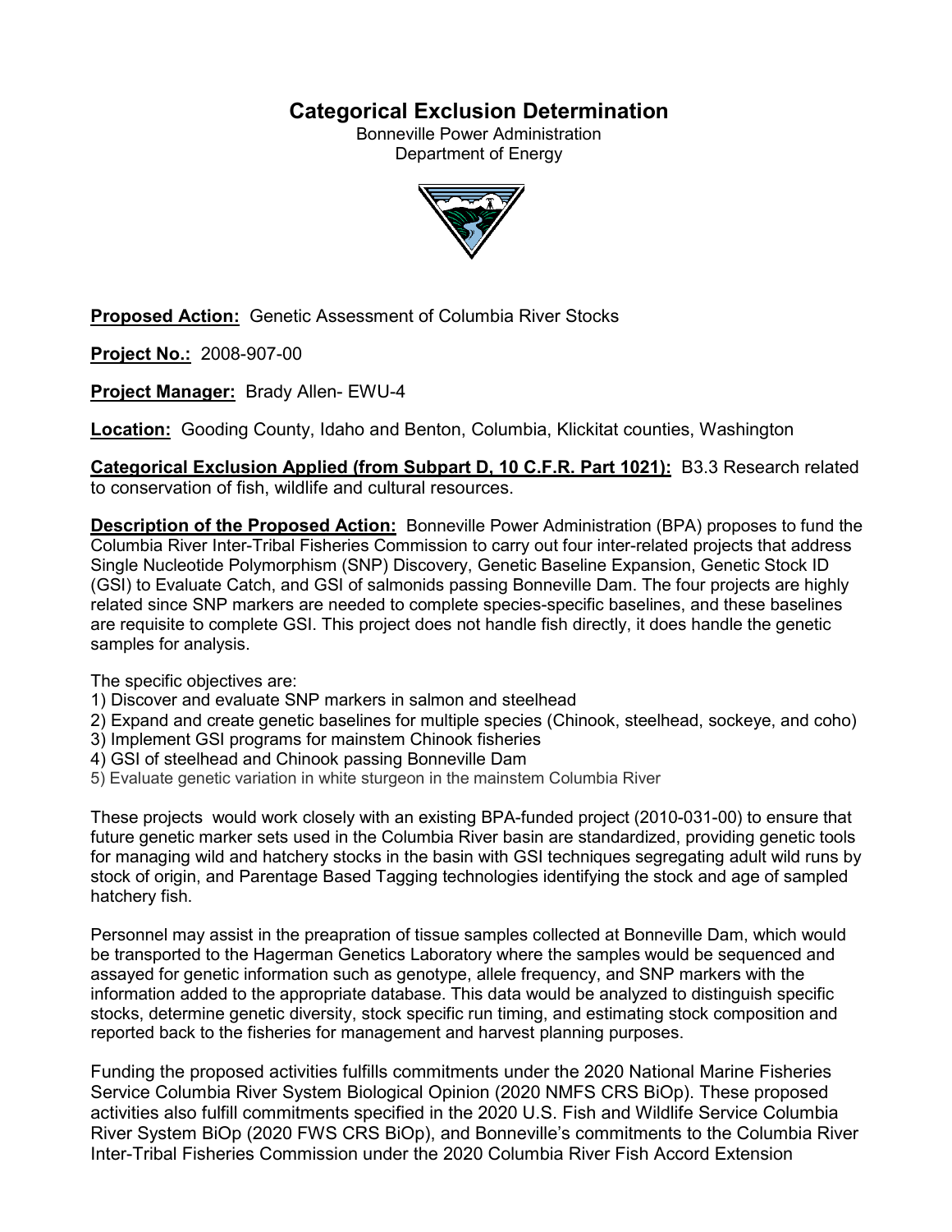# Categorical Exclusion Determination

Bonneville Power Administration
Department of Energy

**Proposed Action:** Genetic Assessment of Columbia River Stocks

**Project No.:** 2008-907-00

**Project Manager:** Brady Allen- EWU-4

**Location:** Gooding County, Idaho and Benton, Columbia, Klickitat counties, Washington

**Categorical Exclusion Applied (from Subpart D, 10 C.F.R. Part 1021):** B3.3 Research related to conservation of fish, wildlife and cultural resources.

**Description of the Proposed Action:** Bonneville Power Administration (BPA) proposes to fund the Columbia River Inter-Tribal Fisheries Commission to carry out four inter-related projects that address Single Nucleotide Polymorphism (SNP) Discovery, Genetic Baseline Expansion, Genetic Stock ID (GSI) to Evaluate Catch, and GSI of salmonids passing Bonneville Dam. The four projects are highly related since SNP markers are needed to complete species-specific baselines, and these baselines are requisite to complete GSI. This project does not handle fish directly, it does handle the genetic samples for analysis.

The specific objectives are:

1) Discover and evaluate SNP markers in salmon and steelhead
2) Expand and create genetic baselines for multiple species (Chinook, steelhead, sockeye, and coho)
3) Implement GSI programs for mainstem Chinook fisheries
4) GSI of steelhead and Chinook passing Bonneville Dam
5) Evaluate genetic variation in white sturgeon in the mainstem Columbia River

These projects would work closely with an existing BPA-funded project (2010-031-00) to ensure that future genetic marker sets used in the Columbia River basin are standardized, providing genetic tools for managing wild and hatchery stocks in the basin with GSI techniques segregating adult wild runs by stock of origin, and Parentage Based Tagging technologies identifying the stock and age of sampled hatchery fish.

Personnel may assist in the preapration of tissue samples collected at Bonneville Dam, which would be transported to the Hagerman Genetics Laboratory where the samples would be sequenced and assayed for genetic information such as genotype, allele frequency, and SNP markers with the information added to the appropriate database. This data would be analyzed to distinguish specific stocks, determine genetic diversity, stock specific run timing, and estimating stock composition and reported back to the fisheries for management and harvest planning purposes.

Funding the proposed activities fulfills commitments under the 2020 National Marine Fisheries Service Columbia River System Biological Opinion (2020 NMFS CRS BiOp). These proposed activities also fulfill commitments specified in the 2020 U.S. Fish and Wildlife Service Columbia River System BiOp (2020 FWS CRS BiOp), and Bonneville's commitments to the Columbia River Inter-Tribal Fisheries Commission under the 2020 Columbia River Fish Accord Extension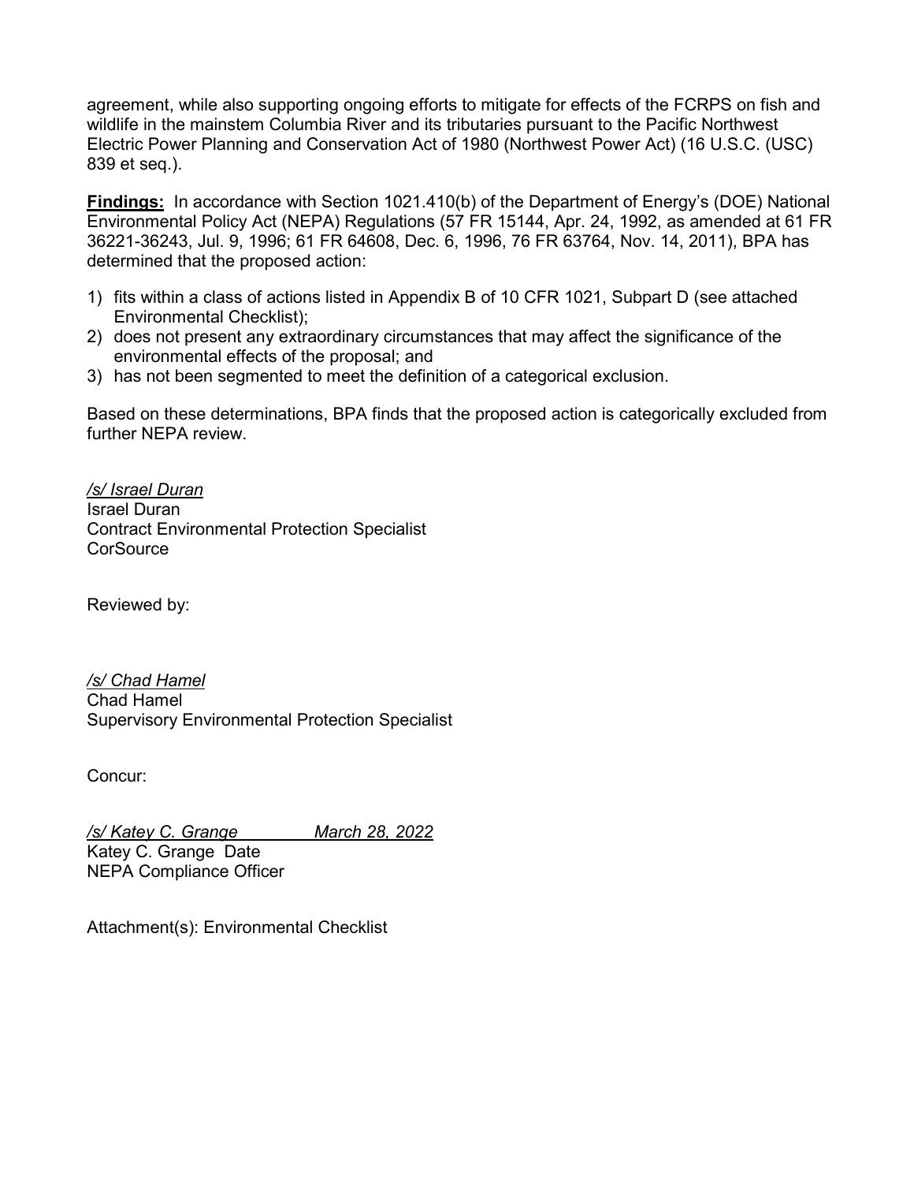agreement, while also supporting ongoing efforts to mitigate for effects of the FCRPS on fish and wildlife in the mainstem Columbia River and its tributaries pursuant to the Pacific Northwest Electric Power Planning and Conservation Act of 1980 (Northwest Power Act) (16 U.S.C. (USC) 839 et seq.).

**Findings:** In accordance with Section 1021.410(b) of the Department of Energy's (DOE) National Environmental Policy Act (NEPA) Regulations (57 FR 15144, Apr. 24, 1992, as amended at 61 FR 36221-36243, Jul. 9, 1996; 61 FR 64608, Dec. 6, 1996, 76 FR 63764, Nov. 14, 2011), BPA has determined that the proposed action:

1) fits within a class of actions listed in Appendix B of 10 CFR 1021, Subpart D (see attached Environmental Checklist);
2) does not present any extraordinary circumstances that may affect the significance of the environmental effects of the proposal; and
3) has not been segmented to meet the definition of a categorical exclusion.

Based on these determinations, BPA finds that the proposed action is categorically excluded from further NEPA review.

*/s/ Israel Duran*
Israel Duran
Contract Environmental Protection Specialist
CorSource

Reviewed by:

*/s/ Chad Hamel*
Chad Hamel
Supervisory Environmental Protection Specialist

Concur:

*/s/ Katey C. Grange* *March 28, 2022*
Katey C. Grange Date
NEPA Compliance Officer

Attachment(s): Environmental Checklist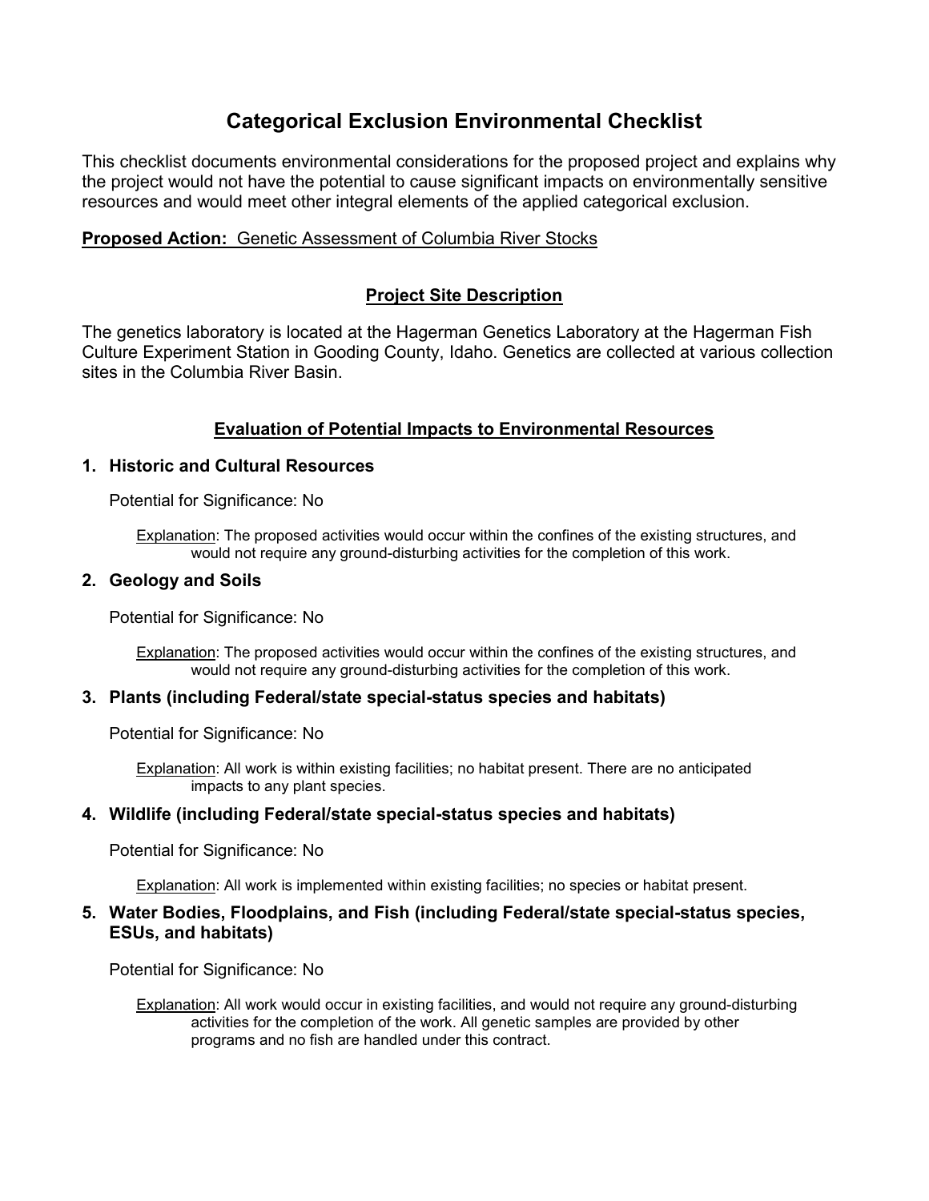# Categorical Exclusion Environmental Checklist

This checklist documents environmental considerations for the proposed project and explains why the project would not have the potential to cause significant impacts on environmentally sensitive resources and would meet other integral elements of the applied categorical exclusion.

**Proposed Action:** Genetic Assessment of Columbia River Stocks

## Project Site Description

The genetics laboratory is located at the Hagerman Genetics Laboratory at the Hagerman Fish Culture Experiment Station in Gooding County, Idaho. Genetics are collected at various collection sites in the Columbia River Basin.

## Evaluation of Potential Impacts to Environmental Resources

### 1. Historic and Cultural Resources

Potential for Significance: No

Explanation: The proposed activities would occur within the confines of the existing structures, and would not require any ground-disturbing activities for the completion of this work.

### 2. Geology and Soils

Potential for Significance: No

Explanation: The proposed activities would occur within the confines of the existing structures, and would not require any ground-disturbing activities for the completion of this work.

### 3. Plants (including Federal/state special-status species and habitats)

Potential for Significance: No

Explanation: All work is within existing facilities; no habitat present. There are no anticipated impacts to any plant species.

### 4. Wildlife (including Federal/state special-status species and habitats)

Potential for Significance: No

Explanation: All work is implemented within existing facilities; no species or habitat present.

### 5. Water Bodies, Floodplains, and Fish (including Federal/state special-status species, ESUs, and habitats)

Potential for Significance: No

Explanation: All work would occur in existing facilities, and would not require any ground-disturbing activities for the completion of the work. All genetic samples are provided by other programs and no fish are handled under this contract.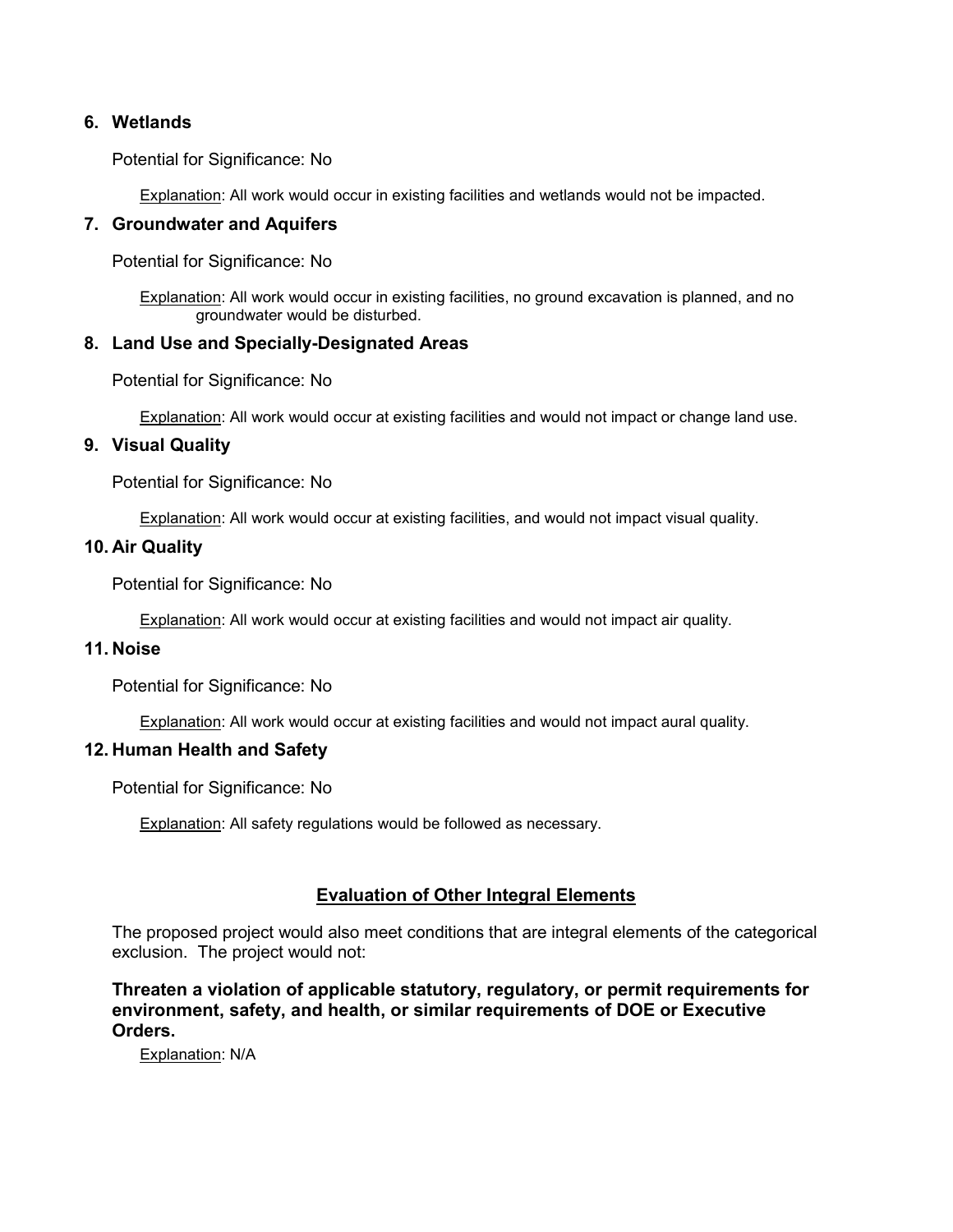### 6. Wetlands

Potential for Significance: No

Explanation: All work would occur in existing facilities and wetlands would not be impacted.

### 7. Groundwater and Aquifers

Potential for Significance: No

Explanation: All work would occur in existing facilities, no ground excavation is planned, and no groundwater would be disturbed.

### 8. Land Use and Specially-Designated Areas

Potential for Significance: No

Explanation: All work would occur at existing facilities and would not impact or change land use.

### 9. Visual Quality

Potential for Significance: No

Explanation: All work would occur at existing facilities, and would not impact visual quality.

### 10. Air Quality

Potential for Significance: No

Explanation: All work would occur at existing facilities and would not impact air quality.

### 11. Noise

Potential for Significance: No

Explanation: All work would occur at existing facilities and would not impact aural quality.

### 12. Human Health and Safety

Potential for Significance: No

Explanation: All safety regulations would be followed as necessary.

## Evaluation of Other Integral Elements

The proposed project would also meet conditions that are integral elements of the categorical exclusion. The project would not:

**Threaten a violation of applicable statutory, regulatory, or permit requirements for environment, safety, and health, or similar requirements of DOE or Executive Orders.**

Explanation: N/A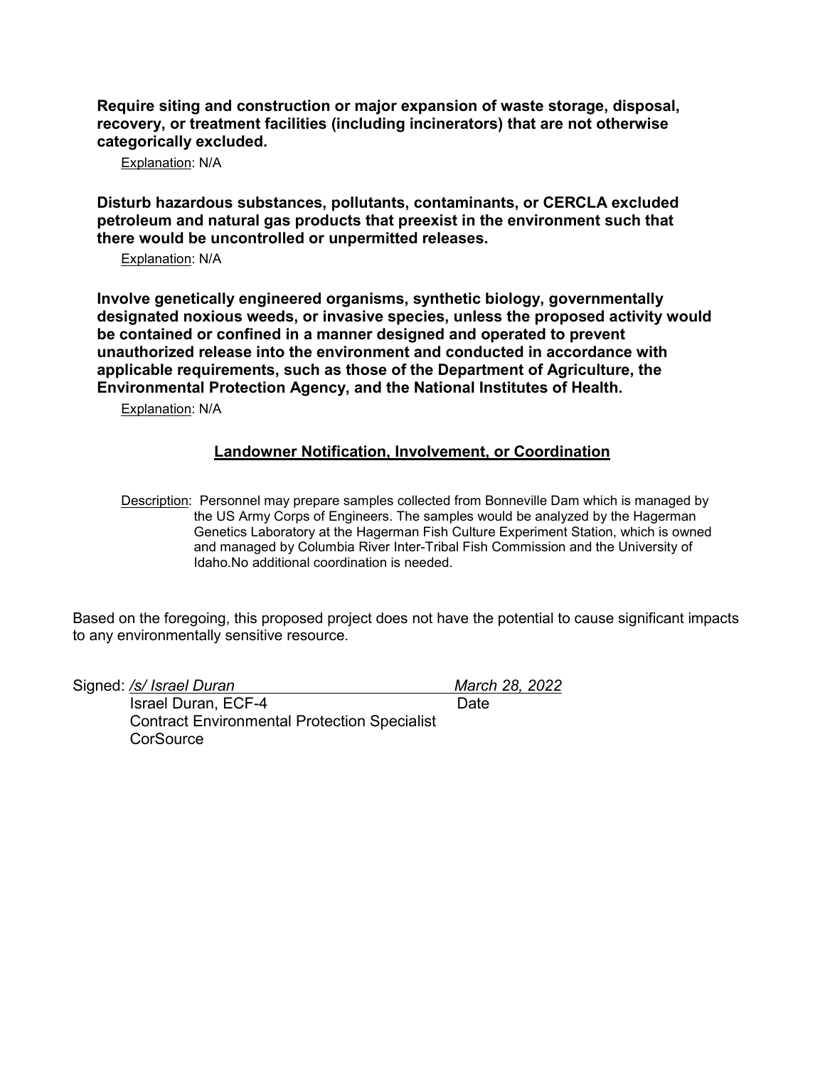**Require siting and construction or major expansion of waste storage, disposal, recovery, or treatment facilities (including incinerators) that are not otherwise categorically excluded.**

Explanation: N/A

**Disturb hazardous substances, pollutants, contaminants, or CERCLA excluded petroleum and natural gas products that preexist in the environment such that there would be uncontrolled or unpermitted releases.**

Explanation: N/A

**Involve genetically engineered organisms, synthetic biology, governmentally designated noxious weeds, or invasive species, unless the proposed activity would be contained or confined in a manner designed and operated to prevent unauthorized release into the environment and conducted in accordance with applicable requirements, such as those of the Department of Agriculture, the Environmental Protection Agency, and the National Institutes of Health.**

Explanation: N/A

## Landowner Notification, Involvement, or Coordination

Description: Personnel may prepare samples collected from Bonneville Dam which is managed by the US Army Corps of Engineers. The samples would be analyzed by the Hagerman Genetics Laboratory at the Hagerman Fish Culture Experiment Station, which is owned and managed by Columbia River Inter-Tribal Fish Commission and the University of Idaho.No additional coordination is needed.

Based on the foregoing, this proposed project does not have the potential to cause significant impacts to any environmentally sensitive resource.

Signed: */s/ Israel Duran* *March 28, 2022*
Israel Duran, ECF-4 Date
Contract Environmental Protection Specialist
CorSource